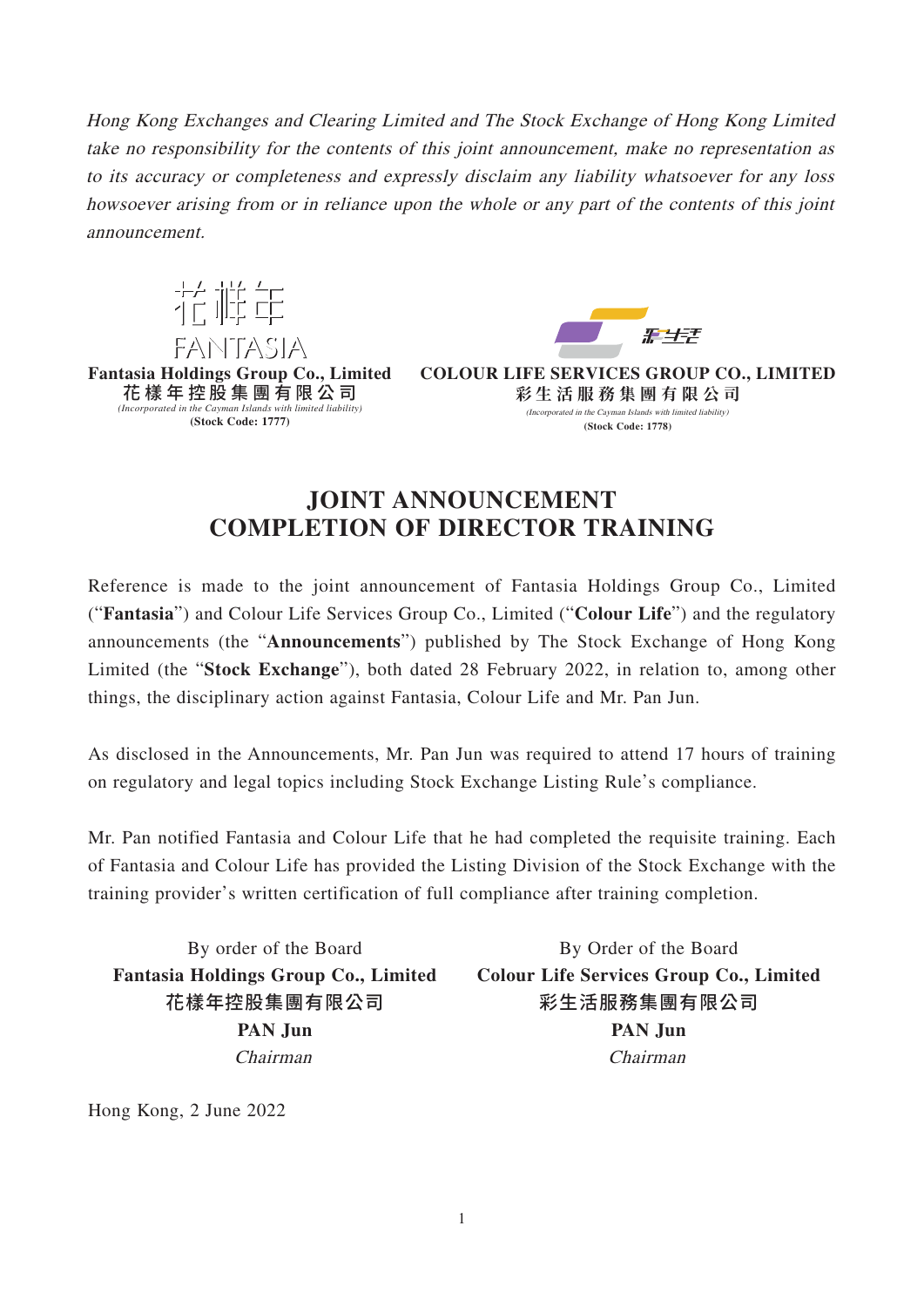*Hong Kong Exchanges and Clearing Limited and The Stock Exchange of Hong Kong Limited take no responsibility for the contents of this joint announcement, make no representation as to its accuracy or completeness and expressly disclaim any liability whatsoever for any loss howsoever arising from or in reliance upon the whole or any part of the contents of this joint announcement.*

**Fantasia Holdings Group Co., Limited**
**花樣年控股集團有限公司**
*(Incorporated in the Cayman Islands with limited liability)*
**(Stock Code: 1777)**

**COLOUR LIFE SERVICES GROUP CO., LIMITED**
**彩生活服務集團有限公司**
*(Incorporated in the Cayman Islands with limited liability)*
**(Stock Code: 1778)**

# JOINT ANNOUNCEMENT
# COMPLETION OF DIRECTOR TRAINING

Reference is made to the joint announcement of Fantasia Holdings Group Co., Limited ("**Fantasia**") and Colour Life Services Group Co., Limited ("**Colour Life**") and the regulatory announcements (the "**Announcements**") published by The Stock Exchange of Hong Kong Limited (the "**Stock Exchange**"), both dated 28 February 2022, in relation to, among other things, the disciplinary action against Fantasia, Colour Life and Mr. Pan Jun.

As disclosed in the Announcements, Mr. Pan Jun was required to attend 17 hours of training on regulatory and legal topics including Stock Exchange Listing Rule's compliance.

Mr. Pan notified Fantasia and Colour Life that he had completed the requisite training. Each of Fantasia and Colour Life has provided the Listing Division of the Stock Exchange with the training provider's written certification of full compliance after training completion.

By order of the Board
**Fantasia Holdings Group Co., Limited**
**花樣年控股集團有限公司**
**PAN Jun**
*Chairman*

By Order of the Board
**Colour Life Services Group Co., Limited**
**彩生活服務集團有限公司**
**PAN Jun**
*Chairman*

Hong Kong, 2 June 2022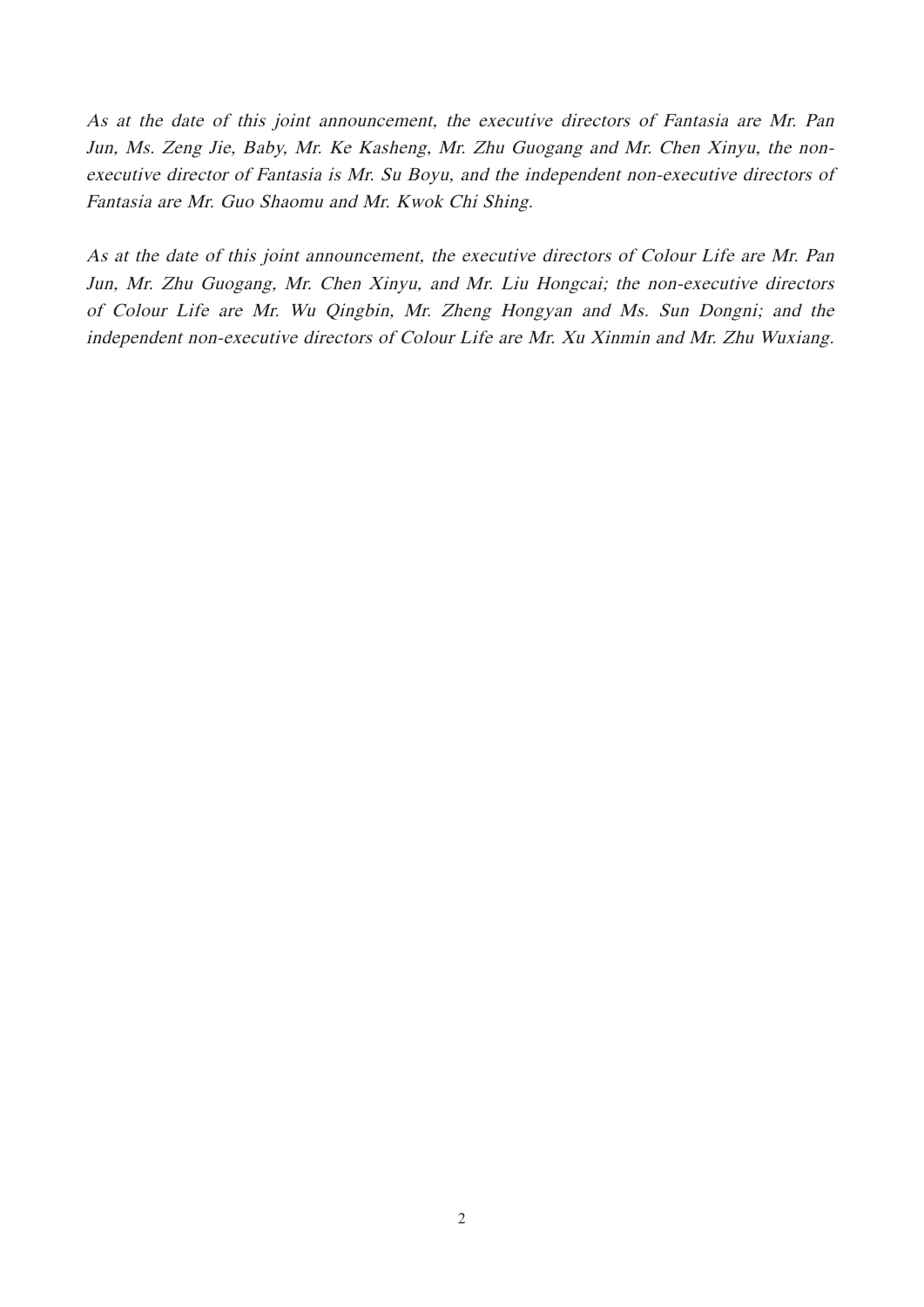*As at the date of this joint announcement, the executive directors of Fantasia are Mr. Pan Jun, Ms. Zeng Jie, Baby, Mr. Ke Kasheng, Mr. Zhu Guogang and Mr. Chen Xinyu, the non-executive director of Fantasia is Mr. Su Boyu, and the independent non-executive directors of Fantasia are Mr. Guo Shaomu and Mr. Kwok Chi Shing.*

*As at the date of this joint announcement, the executive directors of Colour Life are Mr. Pan Jun, Mr. Zhu Guogang, Mr. Chen Xinyu, and Mr. Liu Hongcai; the non-executive directors of Colour Life are Mr. Wu Qingbin, Mr. Zheng Hongyan and Ms. Sun Dongni; and the independent non-executive directors of Colour Life are Mr. Xu Xinmin and Mr. Zhu Wuxiang.*